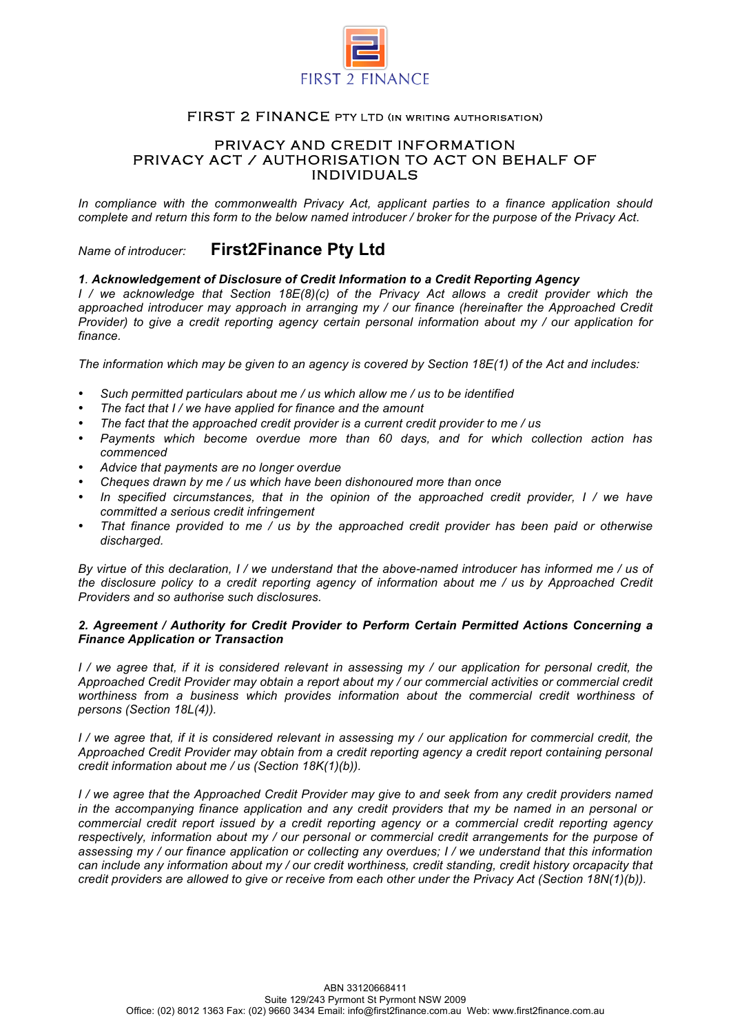FIRST 2 FINANCE

## FIRST 2 FINANCE PTY LTD (IN WRITING AUTHORISATION)

## PRIVACY AND CREDIT INFORMATION PRIVACY ACT / AUTHORISATION TO ACT ON BEHALF OF INDIVIDUALS

*In compliance with the commonwealth Privacy Act, applicant parties to a finance application should complete and return this form to the below named introducer / broker for the purpose of the Privacy Act.*

*Name of introducer:* **First2Finance Pty Ltd**

***1. Acknowledgement of Disclosure of Credit Information to a Credit Reporting Agency***

*I / we acknowledge that Section 18E(8)(c) of the Privacy Act allows a credit provider which the approached introducer may approach in arranging my / our finance (hereinafter the Approached Credit Provider) to give a credit reporting agency certain personal information about my / our application for finance.*

*The information which may be given to an agency is covered by Section 18E(1) of the Act and includes:*

- *Such permitted particulars about me / us which allow me / us to be identified*
- *The fact that I / we have applied for finance and the amount*
- *The fact that the approached credit provider is a current credit provider to me / us*
- *Payments which become overdue more than 60 days, and for which collection action has commenced*
- *Advice that payments are no longer overdue*
- *Cheques drawn by me / us which have been dishonoured more than once*
- *In specified circumstances, that in the opinion of the approached credit provider, I / we have committed a serious credit infringement*
- *That finance provided to me / us by the approached credit provider has been paid or otherwise discharged.*

*By virtue of this declaration, I / we understand that the above-named introducer has informed me / us of the disclosure policy to a credit reporting agency of information about me / us by Approached Credit Providers and so authorise such disclosures.*

***2. Agreement / Authority for Credit Provider to Perform Certain Permitted Actions Concerning a Finance Application or Transaction***

*I / we agree that, if it is considered relevant in assessing my / our application for personal credit, the Approached Credit Provider may obtain a report about my / our commercial activities or commercial credit worthiness from a business which provides information about the commercial credit worthiness of persons (Section 18L(4)).*

*I / we agree that, if it is considered relevant in assessing my / our application for commercial credit, the Approached Credit Provider may obtain from a credit reporting agency a credit report containing personal credit information about me / us (Section 18K(1)(b)).*

*I / we agree that the Approached Credit Provider may give to and seek from any credit providers named in the accompanying finance application and any credit providers that my be named in an personal or commercial credit report issued by a credit reporting agency or a commercial credit reporting agency respectively, information about my / our personal or commercial credit arrangements for the purpose of assessing my / our finance application or collecting any overdues; I / we understand that this information can include any information about my / our credit worthiness, credit standing, credit history orcapacity that credit providers are allowed to give or receive from each other under the Privacy Act (Section 18N(1)(b)).*

ABN 33120668411
Suite 129/243 Pyrmont St Pyrmont NSW 2009
Office: (02) 8012 1363 Fax: (02) 9660 3434 Email: info@first2finance.com.au Web: www.first2finance.com.au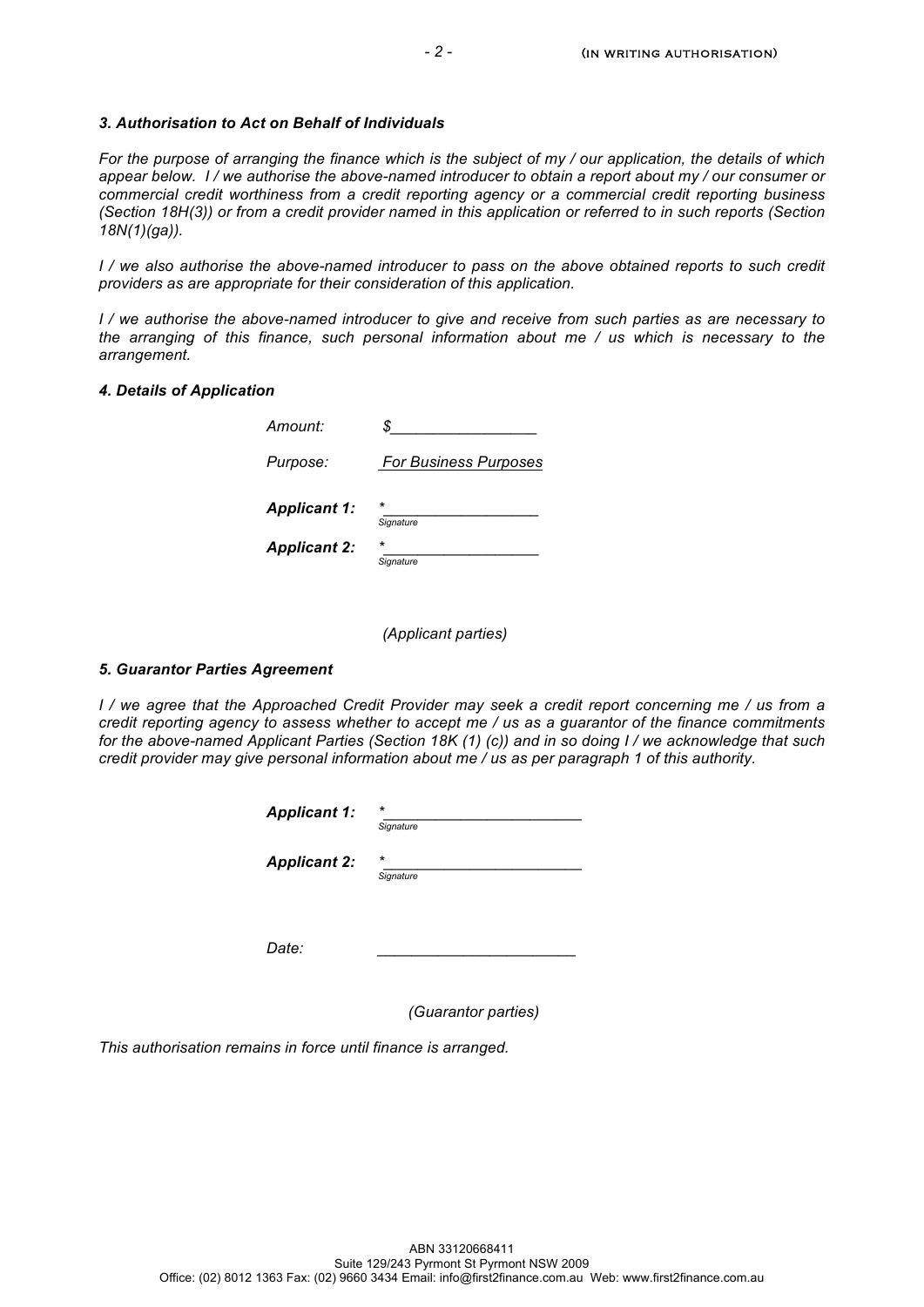### *3. Authorisation to Act on Behalf of Individuals*

*For the purpose of arranging the finance which is the subject of my / our application, the details of which appear below. I / we authorise the above-named introducer to obtain a report about my / our consumer or commercial credit worthiness from a credit reporting agency or a commercial credit reporting business (Section 18H(3)) or from a credit provider named in this application or referred to in such reports (Section 18N(1)(ga)).*

*I / we also authorise the above-named introducer to pass on the above obtained reports to such credit providers as are appropriate for their consideration of this application.*

*I / we authorise the above-named introducer to give and receive from such parties as are necessary to the arranging of this finance, such personal information about me / us which is necessary to the arrangement.*

### *4. Details of Application*

*Amount:* $_________________

*Purpose:* *For Business Purposes*

***Applicant 1:*** *__________________
*Signature*

***Applicant 2:*** *__________________
*Signature*

*(Applicant parties)*

### *5. Guarantor Parties Agreement*

*I / we agree that the Approached Credit Provider may seek a credit report concerning me / us from a credit reporting agency to assess whether to accept me / us as a guarantor of the finance commitments for the above-named Applicant Parties (Section 18K (1) (c)) and in so doing I / we acknowledge that such credit provider may give personal information about me / us as per paragraph 1 of this authority.*

***Applicant 1:*** *_______________________
*Signature*

***Applicant 2:*** *_______________________
*Signature*

*Date:* _______________________

*(Guarantor parties)*

*This authorisation remains in force until finance is arranged.*

ABN 33120668411
Suite 129/243 Pyrmont St Pyrmont NSW 2009
Office: (02) 8012 1363 Fax: (02) 9660 3434 Email: info@first2finance.com.au Web: www.first2finance.com.au